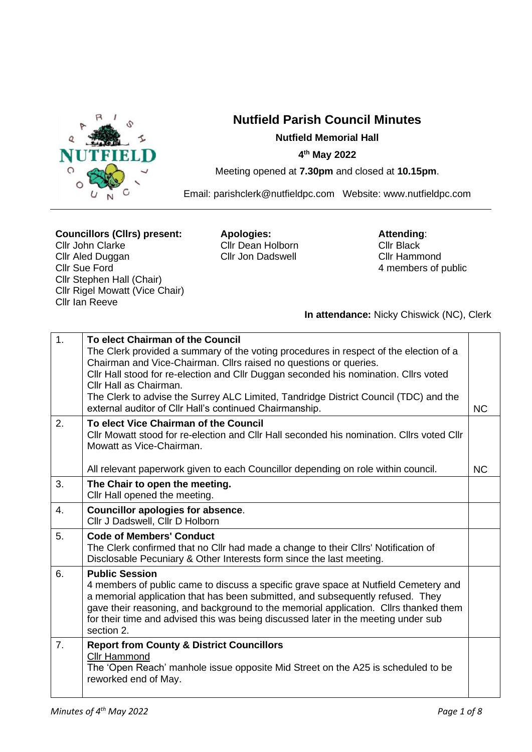# Nutfield Parish Council Minutes

**Nutfield Memorial Hall**

**4th May 2022**

Meeting opened at **7.30pm** and closed at **10.15pm**.

Email: parishclerk@nutfieldpc.com   Website: www.nutfieldpc.com

**Councillors (Cllrs) present:**
Cllr John Clarke
Cllr Aled Duggan
Cllr Sue Ford
Cllr Stephen Hall (Chair)
Cllr Rigel Mowatt (Vice Chair)
Cllr Ian Reeve

**Apologies:**
Cllr Dean Holborn
Cllr Jon Dadswell

**Attending**:
Cllr Black
Cllr Hammond
4 members of public

**In attendance:** Nicky Chiswick (NC), Clerk

| | | |
|---|---|---|
| 1. | **To elect Chairman of the Council**<br>The Clerk provided a summary of the voting procedures in respect of the election of a Chairman and Vice-Chairman. Cllrs raised no questions or queries.<br>Cllr Hall stood for re-election and Cllr Duggan seconded his nomination. Cllrs voted Cllr Hall as Chairman.<br>The Clerk to advise the Surrey ALC Limited, Tandridge District Council (TDC) and the external auditor of Cllr Hall's continued Chairmanship. | NC |
| 2. | **To elect Vice Chairman of the Council**<br>Cllr Mowatt stood for re-election and Cllr Hall seconded his nomination. Cllrs voted Cllr Mowatt as Vice-Chairman.<br><br>All relevant paperwork given to each Councillor depending on role within council. | NC |
| 3. | **The Chair to open the meeting.**<br>Cllr Hall opened the meeting. | |
| 4. | **Councillor apologies for absence**.<br>Cllr J Dadswell, Cllr D Holborn | |
| 5. | **Code of Members' Conduct**<br>The Clerk confirmed that no Cllr had made a change to their Cllrs' Notification of Disclosable Pecuniary & Other Interests form since the last meeting. | |
| 6. | **Public Session**<br>4 members of public came to discuss a specific grave space at Nutfield Cemetery and a memorial application that has been submitted, and subsequently refused. They gave their reasoning, and background to the memorial application. Cllrs thanked them for their time and advised this was being discussed later in the meeting under sub section 2. | |
| 7. | **Report from County & District Councillors**<br>Cllr Hammond<br>The 'Open Reach' manhole issue opposite Mid Street on the A25 is scheduled to be reworked end of May. | |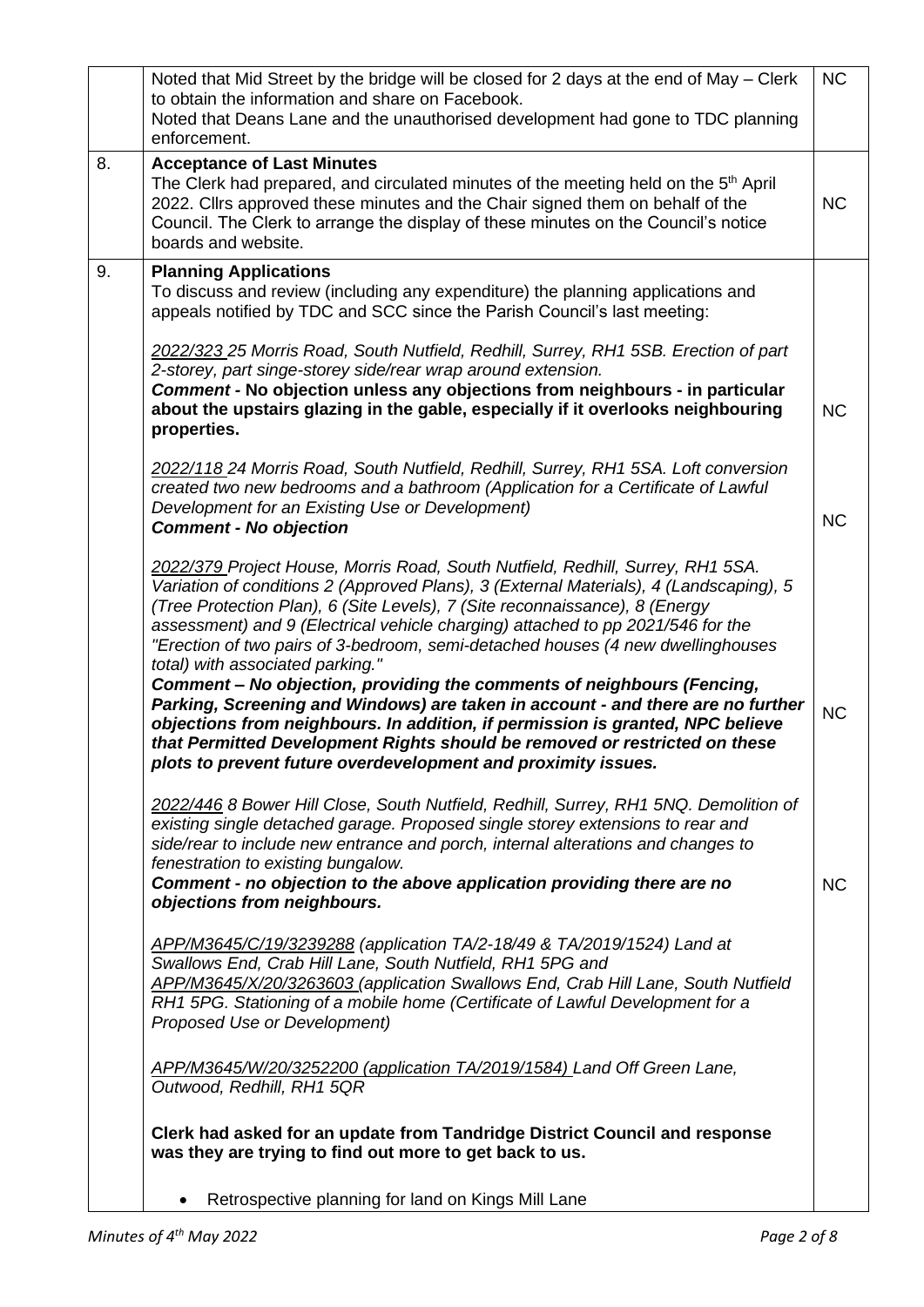| | | |
|---|---|---|
| | Noted that Mid Street by the bridge will be closed for 2 days at the end of May – Clerk to obtain the information and share on Facebook.<br>Noted that Deans Lane and the unauthorised development had gone to TDC planning enforcement. | NC |
| 8. | **Acceptance of Last Minutes**<br>The Clerk had prepared, and circulated minutes of the meeting held on the 5th April 2022. Cllrs approved these minutes and the Chair signed them on behalf of the Council. The Clerk to arrange the display of these minutes on the Council's notice boards and website. | NC |
| 9. | **Planning Applications**<br>To discuss and review (including any expenditure) the planning applications and appeals notified by TDC and SCC since the Parish Council's last meeting:<br><br>*2022/323 25 Morris Road, South Nutfield, Redhill, Surrey, RH1 5SB. Erection of part 2-storey, part singe-storey side/rear wrap around extension.*<br>***Comment -* No objection unless any objections from neighbours - in particular about the upstairs glazing in the gable, especially if it overlooks neighbouring properties.** | NC |
| | *2022/118 24 Morris Road, South Nutfield, Redhill, Surrey, RH1 5SA. Loft conversion created two new bedrooms and a bathroom (Application for a Certificate of Lawful Development for an Existing Use or Development)*<br>***Comment - No objection*** | NC |
| | *2022/379 Project House, Morris Road, South Nutfield, Redhill, Surrey, RH1 5SA. Variation of conditions 2 (Approved Plans), 3 (External Materials), 4 (Landscaping), 5 (Tree Protection Plan), 6 (Site Levels), 7 (Site reconnaissance), 8 (Energy assessment) and 9 (Electrical vehicle charging) attached to pp 2021/546 for the "Erection of two pairs of 3-bedroom, semi-detached houses (4 new dwellinghouses total) with associated parking."*<br>***Comment – No objection, providing the comments of neighbours (Fencing, Parking, Screening and Windows) are taken in account - and there are no further objections from neighbours. In addition, if permission is granted, NPC believe that Permitted Development Rights should be removed or restricted on these plots to prevent future overdevelopment and proximity issues.*** | NC |
| | *2022/446 8 Bower Hill Close, South Nutfield, Redhill, Surrey, RH1 5NQ. Demolition of existing single detached garage. Proposed single storey extensions to rear and side/rear to include new entrance and porch, internal alterations and changes to fenestration to existing bungalow.*<br>***Comment - no objection to the above application providing there are no objections from neighbours.*** | NC |
| | *APP/M3645/C/19/3239288 (application TA/2-18/49 & TA/2019/1524) Land at Swallows End, Crab Hill Lane, South Nutfield, RH1 5PG and APP/M3645/X/20/3263603 (application Swallows End, Crab Hill Lane, South Nutfield RH1 5PG. Stationing of a mobile home (Certificate of Lawful Development for a Proposed Use or Development)*<br><br>*APP/M3645/W/20/3252200 (application TA/2019/1584) Land Off Green Lane, Outwood, Redhill, RH1 5QR*<br><br>**Clerk had asked for an update from Tandridge District Council and response was they are trying to find out more to get back to us.**<br><br>• Retrospective planning for land on Kings Mill Lane | |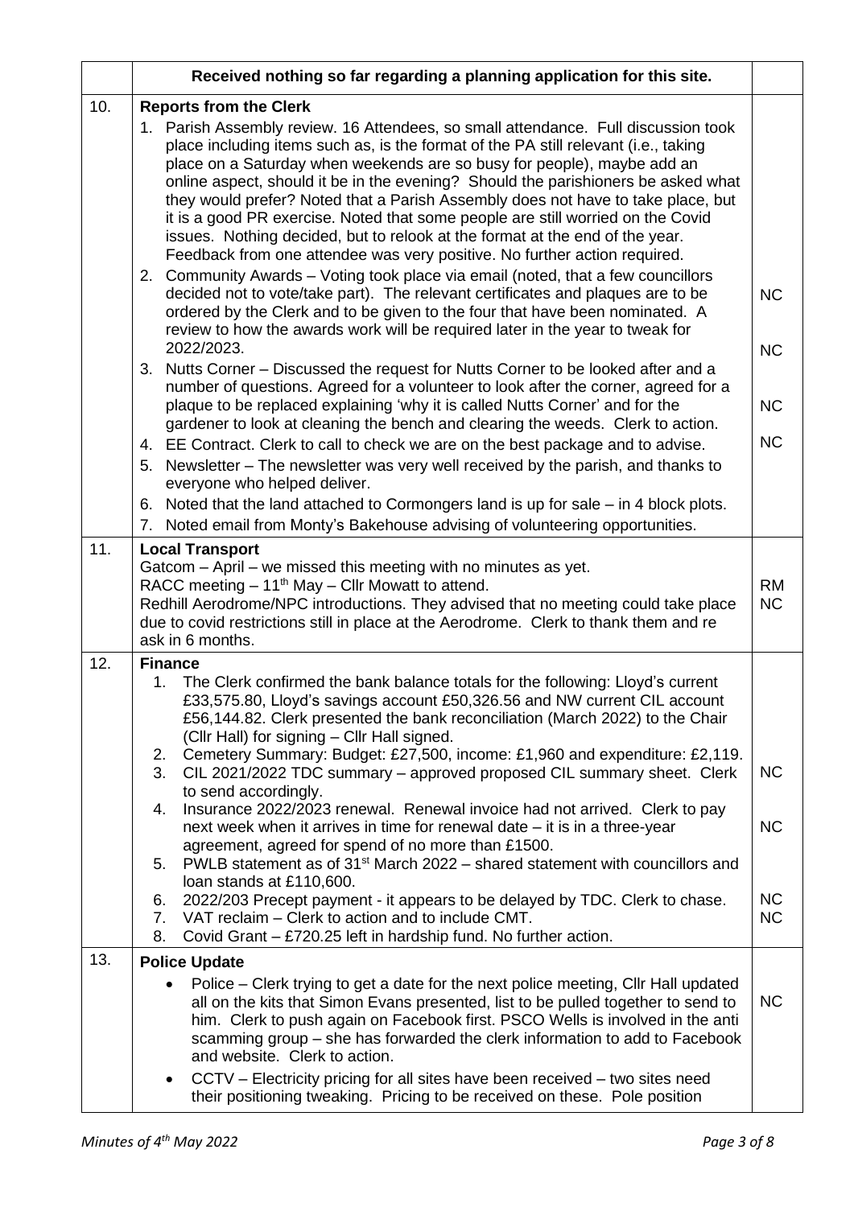| | | |
|---|---|---|
| | **Received nothing so far regarding a planning application for this site.** | |
| 10. | **Reports from the Clerk**<br>1. Parish Assembly review. 16 Attendees, so small attendance. Full discussion took place including items such as, is the format of the PA still relevant (i.e., taking place on a Saturday when weekends are so busy for people), maybe add an online aspect, should it be in the evening? Should the parishioners be asked what they would prefer? Noted that a Parish Assembly does not have to take place, but it is a good PR exercise. Noted that some people are still worried on the Covid issues. Nothing decided, but to relook at the format at the end of the year. Feedback from one attendee was very positive. No further action required.<br>2. Community Awards – Voting took place via email (noted, that a few councillors decided not to vote/take part). The relevant certificates and plaques are to be ordered by the Clerk and to be given to the four that have been nominated. A review to how the awards work will be required later in the year to tweak for 2022/2023.<br>3. Nutts Corner – Discussed the request for Nutts Corner to be looked after and a number of questions. Agreed for a volunteer to look after the corner, agreed for a plaque to be replaced explaining 'why it is called Nutts Corner' and for the gardener to look at cleaning the bench and clearing the weeds. Clerk to action.<br>4. EE Contract. Clerk to call to check we are on the best package and to advise.<br>5. Newsletter – The newsletter was very well received by the parish, and thanks to everyone who helped deliver.<br>6. Noted that the land attached to Cormongers land is up for sale – in 4 block plots.<br>7. Noted email from Monty's Bakehouse advising of volunteering opportunities. | NC<br><br>NC<br><br>NC<br><br>NC |
| 11. | **Local Transport**<br>Gatcom – April – we missed this meeting with no minutes as yet.<br>RACC meeting – 11th May – Cllr Mowatt to attend.<br>Redhill Aerodrome/NPC introductions. They advised that no meeting could take place due to covid restrictions still in place at the Aerodrome. Clerk to thank them and re ask in 6 months. | RM<br>NC |
| 12. | **Finance**<br>1. The Clerk confirmed the bank balance totals for the following: Lloyd's current £33,575.80, Lloyd's savings account £50,326.56 and NW current CIL account £56,144.82. Clerk presented the bank reconciliation (March 2022) to the Chair (Cllr Hall) for signing – Cllr Hall signed.<br>2. Cemetery Summary: Budget: £27,500, income: £1,960 and expenditure: £2,119.<br>3. CIL 2021/2022 TDC summary – approved proposed CIL summary sheet. Clerk to send accordingly.<br>4. Insurance 2022/2023 renewal. Renewal invoice had not arrived. Clerk to pay next week when it arrives in time for renewal date – it is in a three-year agreement, agreed for spend of no more than £1500.<br>5. PWLB statement as of 31st March 2022 – shared statement with councillors and loan stands at £110,600.<br>6. 2022/203 Precept payment - it appears to be delayed by TDC. Clerk to chase.<br>7. VAT reclaim – Clerk to action and to include CMT.<br>8. Covid Grant – £720.25 left in hardship fund. No further action. | NC<br><br>NC<br><br>NC<br>NC |
| 13. | **Police Update**<br>• Police – Clerk trying to get a date for the next police meeting, Cllr Hall updated all on the kits that Simon Evans presented, list to be pulled together to send to him. Clerk to push again on Facebook first. PSCO Wells is involved in the anti scamming group – she has forwarded the clerk information to add to Facebook and website. Clerk to action.<br>• CCTV – Electricity pricing for all sites have been received – two sites need their positioning tweaking. Pricing to be received on these. Pole position | NC |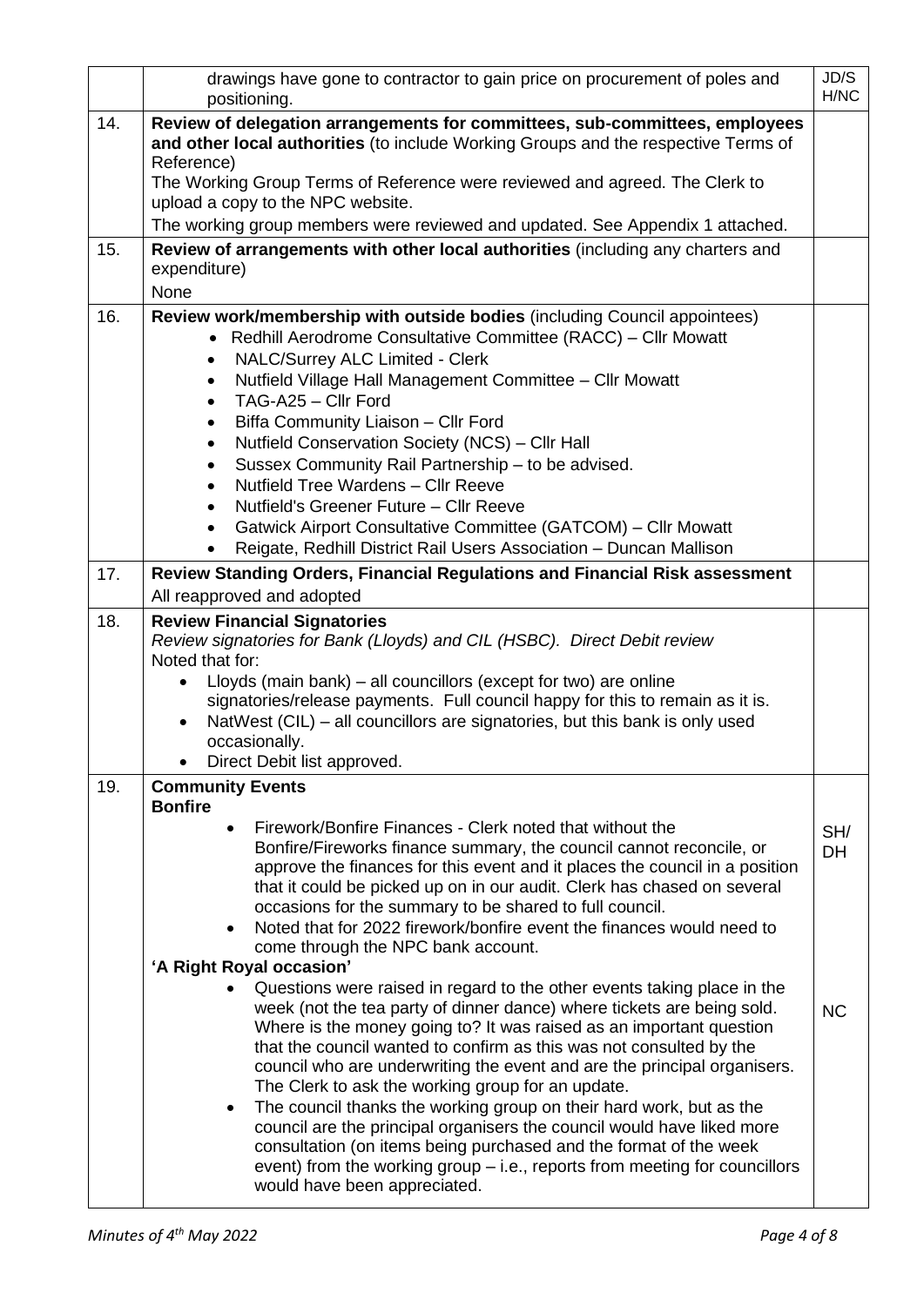| | | |
|---|---|---|
| | drawings have gone to contractor to gain price on procurement of poles and positioning. | JD/SH/NC |
| 14. | **Review of delegation arrangements for committees, sub-committees, employees and other local authorities** (to include Working Groups and the respective Terms of Reference)<br>The Working Group Terms of Reference were reviewed and agreed. The Clerk to upload a copy to the NPC website.<br>The working group members were reviewed and updated. See Appendix 1 attached. | |
| 15. | **Review of arrangements with other local authorities** (including any charters and expenditure)<br>None | |
| 16. | **Review work/membership with outside bodies** (including Council appointees)<br>• Redhill Aerodrome Consultative Committee (RACC) – Cllr Mowatt<br>• NALC/Surrey ALC Limited - Clerk<br>• Nutfield Village Hall Management Committee – Cllr Mowatt<br>• TAG-A25 – Cllr Ford<br>• Biffa Community Liaison – Cllr Ford<br>• Nutfield Conservation Society (NCS) – Cllr Hall<br>• Sussex Community Rail Partnership – to be advised.<br>• Nutfield Tree Wardens – Cllr Reeve<br>• Nutfield's Greener Future – Cllr Reeve<br>• Gatwick Airport Consultative Committee (GATCOM) – Cllr Mowatt<br>• Reigate, Redhill District Rail Users Association – Duncan Mallison | |
| 17. | **Review Standing Orders, Financial Regulations and Financial Risk assessment**<br>All reapproved and adopted | |
| 18. | **Review Financial Signatories**<br>*Review signatories for Bank (Lloyds) and CIL (HSBC). Direct Debit review*<br>Noted that for:<br>• Lloyds (main bank) – all councillors (except for two) are online signatories/release payments. Full council happy for this to remain as it is.<br>• NatWest (CIL) – all councillors are signatories, but this bank is only used occasionally.<br>• Direct Debit list approved. | |
| 19. | **Community Events**<br>**Bonfire**<br>• Firework/Bonfire Finances - Clerk noted that without the Bonfire/Fireworks finance summary, the council cannot reconcile, or approve the finances for this event and it places the council in a position that it could be picked up on in our audit. Clerk has chased on several occasions for the summary to be shared to full council.<br>• Noted that for 2022 firework/bonfire event the finances would need to come through the NPC bank account.<br>**'A Right Royal occasion'**<br>• Questions were raised in regard to the other events taking place in the week (not the tea party of dinner dance) where tickets are being sold. Where is the money going to? It was raised as an important question that the council wanted to confirm as this was not consulted by the council who are underwriting the event and are the principal organisers. The Clerk to ask the working group for an update.<br>• The council thanks the working group on their hard work, but as the council are the principal organisers the council would have liked more consultation (on items being purchased and the format of the week event) from the working group – i.e., reports from meeting for councillors would have been appreciated. | SH/DH<br><br>NC |

*Minutes of 4th May 2022*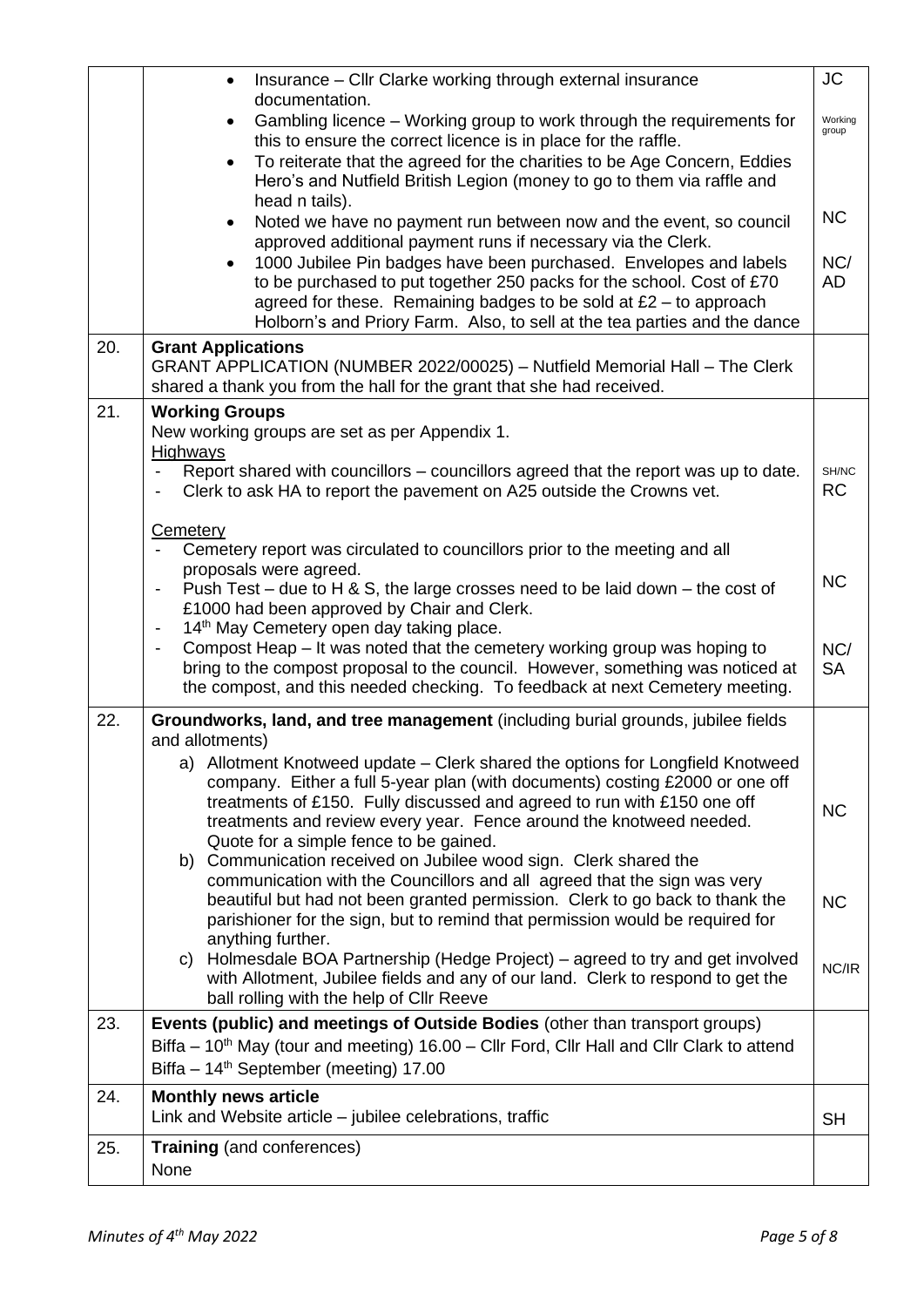| | | |
|---|---|---|
| | • Insurance – Cllr Clarke working through external insurance documentation.<br>• Gambling licence – Working group to work through the requirements for this to ensure the correct licence is in place for the raffle.<br>• To reiterate that the agreed for the charities to be Age Concern, Eddies Hero's and Nutfield British Legion (money to go to them via raffle and head n tails).<br>• Noted we have no payment run between now and the event, so council approved additional payment runs if necessary via the Clerk.<br>• 1000 Jubilee Pin badges have been purchased. Envelopes and labels to be purchased to put together 250 packs for the school. Cost of £70 agreed for these. Remaining badges to be sold at £2 – to approach Holborn's and Priory Farm. Also, to sell at the tea parties and the dance | JC<br><br>Working group<br><br><br>NC<br><br>NC/ AD |
| 20. | **Grant Applications**<br>GRANT APPLICATION (NUMBER 2022/00025) – Nutfield Memorial Hall – The Clerk shared a thank you from the hall for the grant that she had received. | |
| 21. | **Working Groups**<br>New working groups are set as per Appendix 1.<br><u>Highways</u><br>- Report shared with councillors – councillors agreed that the report was up to date.<br>- Clerk to ask HA to report the pavement on A25 outside the Crowns vet.<br><br><u>Cemetery</u><br>- Cemetery report was circulated to councillors prior to the meeting and all proposals were agreed.<br>- Push Test – due to H & S, the large crosses need to be laid down – the cost of £1000 had been approved by Chair and Clerk.<br>- 14th May Cemetery open day taking place.<br>- Compost Heap – It was noted that the cemetery working group was hoping to bring to the compost proposal to the council. However, something was noticed at the compost, and this needed checking. To feedback at next Cemetery meeting. | <br><br><br>SH/NC<br>RC<br><br><br><br>NC<br><br><br>NC/ SA |
| 22. | **Groundworks, land, and tree management** (including burial grounds, jubilee fields and allotments)<br>a) Allotment Knotweed update – Clerk shared the options for Longfield Knotweed company. Either a full 5-year plan (with documents) costing £2000 or one off treatments of £150. Fully discussed and agreed to run with £150 one off treatments and review every year. Fence around the knotweed needed. Quote for a simple fence to be gained.<br>b) Communication received on Jubilee wood sign. Clerk shared the communication with the Councillors and all agreed that the sign was very beautiful but had not been granted permission. Clerk to go back to thank the parishioner for the sign, but to remind that permission would be required for anything further.<br>c) Holmesdale BOA Partnership (Hedge Project) – agreed to try and get involved with Allotment, Jubilee fields and any of our land. Clerk to respond to get the ball rolling with the help of Cllr Reeve | <br><br><br>NC<br><br><br>NC<br><br><br>NC/IR |
| 23. | **Events (public) and meetings of Outside Bodies** (other than transport groups)<br>Biffa – 10th May (tour and meeting) 16.00 – Cllr Ford, Cllr Hall and Cllr Clark to attend<br>Biffa – 14th September (meeting) 17.00 | |
| 24. | **Monthly news article**<br>Link and Website article – jubilee celebrations, traffic | SH |
| 25. | **Training** (and conferences)<br>None | |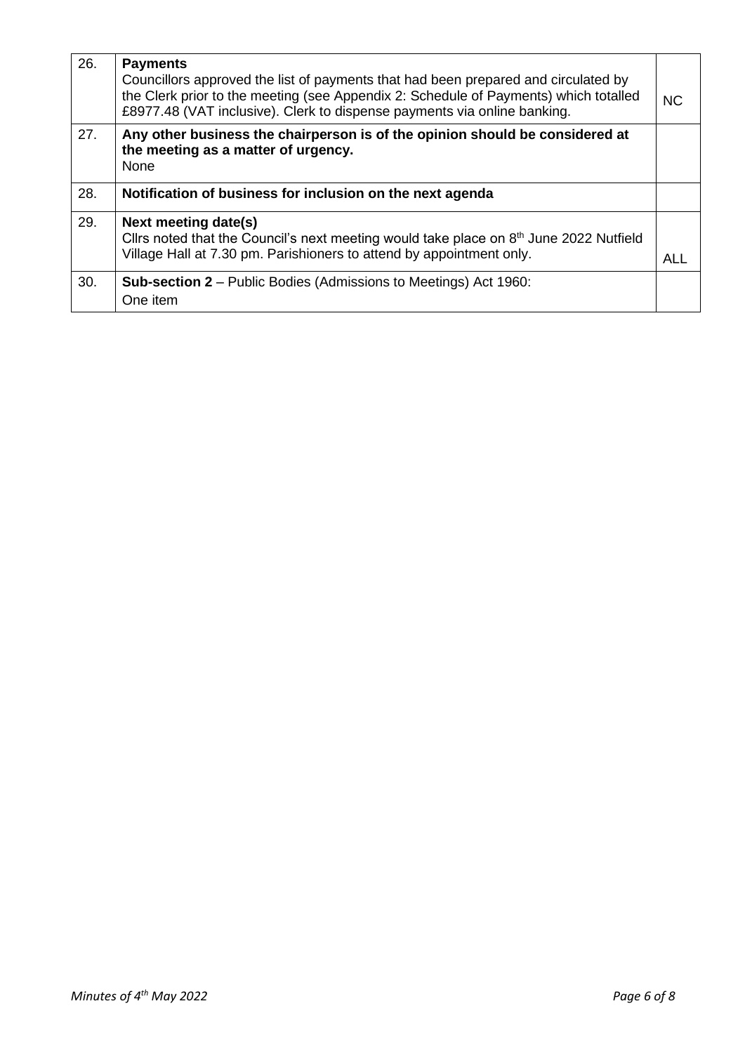| 26. | **Payments**<br>Councillors approved the list of payments that had been prepared and circulated by the Clerk prior to the meeting (see Appendix 2: Schedule of Payments) which totalled £8977.48 (VAT inclusive). Clerk to dispense payments via online banking. | NC |
|---|---|---|
| 27. | **Any other business the chairperson is of the opinion should be considered at the meeting as a matter of urgency.**<br>None | |
| 28. | **Notification of business for inclusion on the next agenda** | |
| 29. | **Next meeting date(s)**<br>Cllrs noted that the Council's next meeting would take place on 8th June 2022 Nutfield Village Hall at 7.30 pm. Parishioners to attend by appointment only. | ALL |
| 30. | **Sub-section 2** – Public Bodies (Admissions to Meetings) Act 1960:<br>One item | |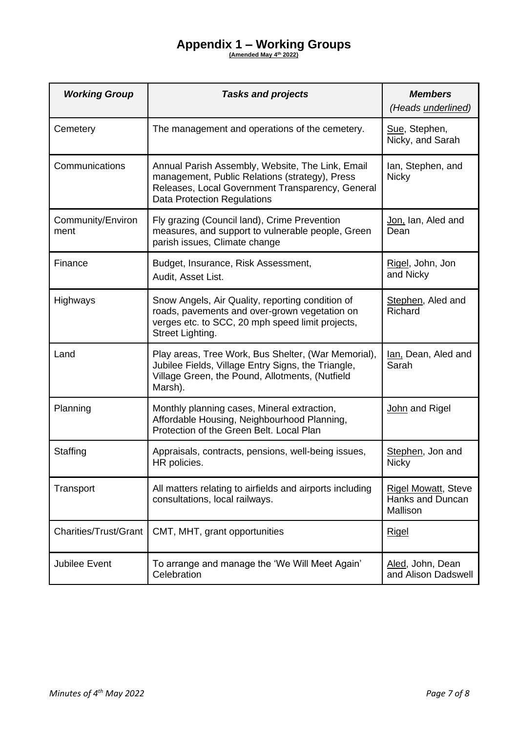# Appendix 1 – Working Groups

(Amended May 4th 2022)

| *Working Group* | *Tasks and projects* | *Members (Heads underlined)* |
|---|---|---|
| Cemetery | The management and operations of the cemetery. | Sue, Stephen, Nicky, and Sarah |
| Communications | Annual Parish Assembly, Website, The Link, Email management, Public Relations (strategy), Press Releases, Local Government Transparency, General Data Protection Regulations | Ian, Stephen, and Nicky |
| Community/Environment | Fly grazing (Council land), Crime Prevention measures, and support to vulnerable people, Green parish issues, Climate change | Jon, Ian, Aled and Dean |
| Finance | Budget, Insurance, Risk Assessment, Audit, Asset List. | Rigel, John, Jon and Nicky |
| Highways | Snow Angels, Air Quality, reporting condition of roads, pavements and over-grown vegetation on verges etc. to SCC, 20 mph speed limit projects, Street Lighting. | Stephen, Aled and Richard |
| Land | Play areas, Tree Work, Bus Shelter, (War Memorial), Jubilee Fields, Village Entry Signs, the Triangle, Village Green, the Pound, Allotments, (Nutfield Marsh). | Ian, Dean, Aled and Sarah |
| Planning | Monthly planning cases, Mineral extraction, Affordable Housing, Neighbourhood Planning, Protection of the Green Belt. Local Plan | John and Rigel |
| Staffing | Appraisals, contracts, pensions, well-being issues, HR policies. | Stephen, Jon and Nicky |
| Transport | All matters relating to airfields and airports including consultations, local railways. | Rigel Mowatt, Steve Hanks and Duncan Mallison |
| Charities/Trust/Grant | CMT, MHT, grant opportunities | Rigel |
| Jubilee Event | To arrange and manage the 'We Will Meet Again' Celebration | Aled, John, Dean and Alison Dadswell |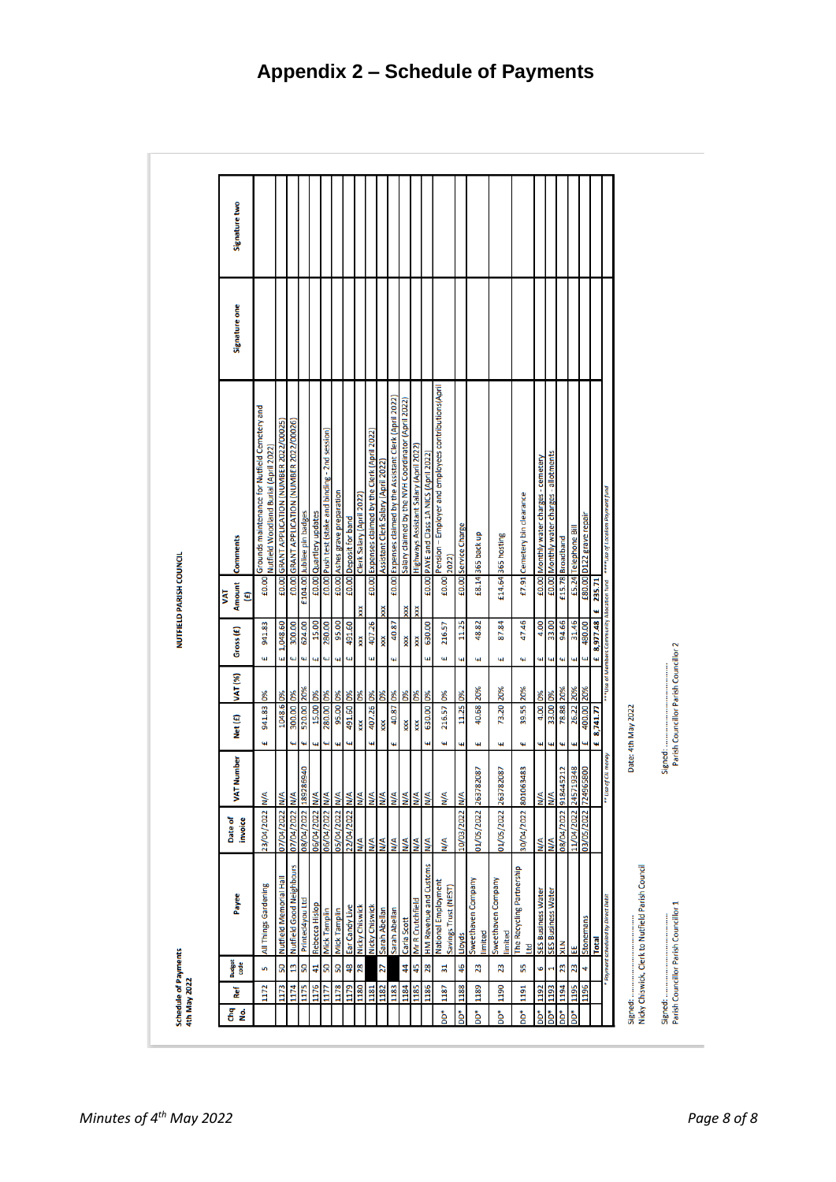# Appendix 2 – Schedule of Payments

NUTFIELD PARISH COUNCIL

**Schedule of Payments**
**4th May 2022**

| Chq No. | Ref | Budget code | Payee | Date of invoice | VAT Number | Net (£) | VAT (%) | Gross (£) | VAT Amount (£) | Comments | Signature one | Signature two |
|---|---|---|---|---|---|---|---|---|---|---|---|---|
| | 1172 | 5 | All Things Gardening | 23/04/2022 | N/A | £ 941.83 | 0% | £ 941.83 | £0.00 | Grounds maintenance for Nutfield Cemetery and Nutfield Woodland Burial (April 2022) | | |
| | 1173 | 50 | Nutfield Memorial Hall | 07/04/2022 | N/A | 1048.6 | 0% | £ 1,048.60 | £0.00 | GRANT APPLICATION (NUMBER 2022/00025) | | |
| | 1174 | 13 | Nutfield Good Neighbours | 07/04/2022 | N/A | £ 300.00 | 0% | £ 300.00 | £0.00 | GRANT APPLICATION (NUMBER 2022/00026) | | |
| | 1175 | 50 | Printed4you Ltd | 08/04/2022 | 189285940 | £ 520.00 | 20% | £ 624.00 | £104.00 | Jubilee pin badges | | |
| | 1176 | 41 | Rebecca Hislop | 06/04/2022 | N/A | £ 15.00 | 0% | £ 15.00 | £0.00 | Quarterly updates | | |
| | 1177 | 50 | Mick Tamplin | 06/04/2022 | N/A | £ 280.00 | 0% | £ 280.00 | £0.00 | Push test (stake and binding - 2nd session) | | |
| | 1178 | 50 | Mick Tamplin | 05/04/2022 | N/A | £ 95.00 | 0% | £ 95.00 | £0.00 | Ashes grave preparation | | |
| | 1179 | 48 | Ear Candy Live | 22/04/2022 | N/A | £ 491.60 | 0% | £ 491.60 | £0.00 | Deposit for band | | |
| | 1180 | 28 | Nicky Chiswick | N/A | N/A | xxx | 0% | xxx | xxx | Clerk Salary (April 2022) | | |
| | 1181 | | Nicky Chiswick | N/A | N/A | £ 407.26 | 0% | £ 407.26 | £0.00 | Expenses claimed by the Clerk (April 2022) | | |
| | 1182 | 27 | Sarah Abellan | N/A | N/A | xxx | 0% | xxx | xxx | Assistant Clerk Salary (April 2022) | | |
| | 1183 | | Sarah Abellan | N/A | N/A | £ 40.87 | 0% | £ 40.87 | £0.00 | Expenses claimed by the Assistant Clerk (April 2022) | | |
| | 1184 | 44 | Carla Scott | N/A | N/A | xxx | 0% | xxx | xxx | Salary claimed by the NVH Coordinator (April 2022) | | |
| | 1185 | 45 | Mr R Crutchfield | N/A | N/A | xxx | 0% | xxx | xxx | Highways Assistant Salary (April 2022) | | |
| | 1186 | 28 | HM Revenue and Customs | N/A | N/A | £ 630.00 | 0% | £ 630.00 | £0.00 | PAYE and Class 1A NICS (April 2022) | | |
| DD* | 1187 | 31 | National Employment Savings Trust (NEST) | N/A | N/A | £ 216.57 | 0% | £ 216.57 | £0.00 | Pension – Employer and employees contributions (April 2022) | | |
| DD* | 1188 | 46 | Lloyds | 10/03/2022 | N/A | £ 11.25 | 0% | £ 11.25 | £0.00 | Service Charge | | |
| DD* | 1189 | 23 | Sweethaven Company limited | 01/05/2022 | 263782087 | £ 40.68 | 20% | £ 48.82 | £8.14 | 365 back up | | |
| DD* | 1190 | 23 | Sweethaven Company limited | 01/05/2022 | 263782087 | £ 73.20 | 20% | £ 87.84 | £14.64 | 365 hosting | | |
| DD* | 1191 | 55 | The Recycling Partnership Ltd | 30/04/2022 | 801063483 | £ 39.55 | 20% | £ 47.46 | £7.91 | Cemetery bin clearance | | |
| DD* | 1192 | 6 | SES Business Water | N/A | N/A | £ 4.00 | 0% | £ 4.00 | £0.00 | Monthly water charges - cemetery | | |
| DD* | 1193 | 1 | SES Business Water | N/A | N/A | £ 33.00 | 0% | £ 33.00 | £0.00 | Monthly water charges - allotments | | |
| DD* | 1194 | 23 | XLN | 08/04/2022 | 918445212 | £ 78.88 | 20% | £ 94.66 | £15.78 | Broadband | | |
| DD* | 1195 | 23 | EE | 11/04/2022 | 245719348 | £ 26.22 | 20% | £ 31.46 | £5.24 | Telephone Bill | | |
| | 1196 | 4 | Stonemens | 03/05/2022 | 724965800 | £ 400.00 | 20% | £ 480.00 | £80.00 | D122 grave repair | | |
| | | | **Total** | | | £ 8,741.77 | | £ 8,977.48 | £ 235.71 | | | |

\* Payment scheduled by Direct Debit ** Use of CIL money ***Use of Members Community Allocation fund ****Use of Locations Payment fund

Signed: ..........................................
Nicky Chiswick, Clerk to Nutfield Parish Council

Date: 4th May 2022

Signed: ..........................................
Parish Councillor Parish Councillor 1

Signed: ..........................................
Parish Councillor Parish Councillor 2

*Minutes of 4th May 2022*